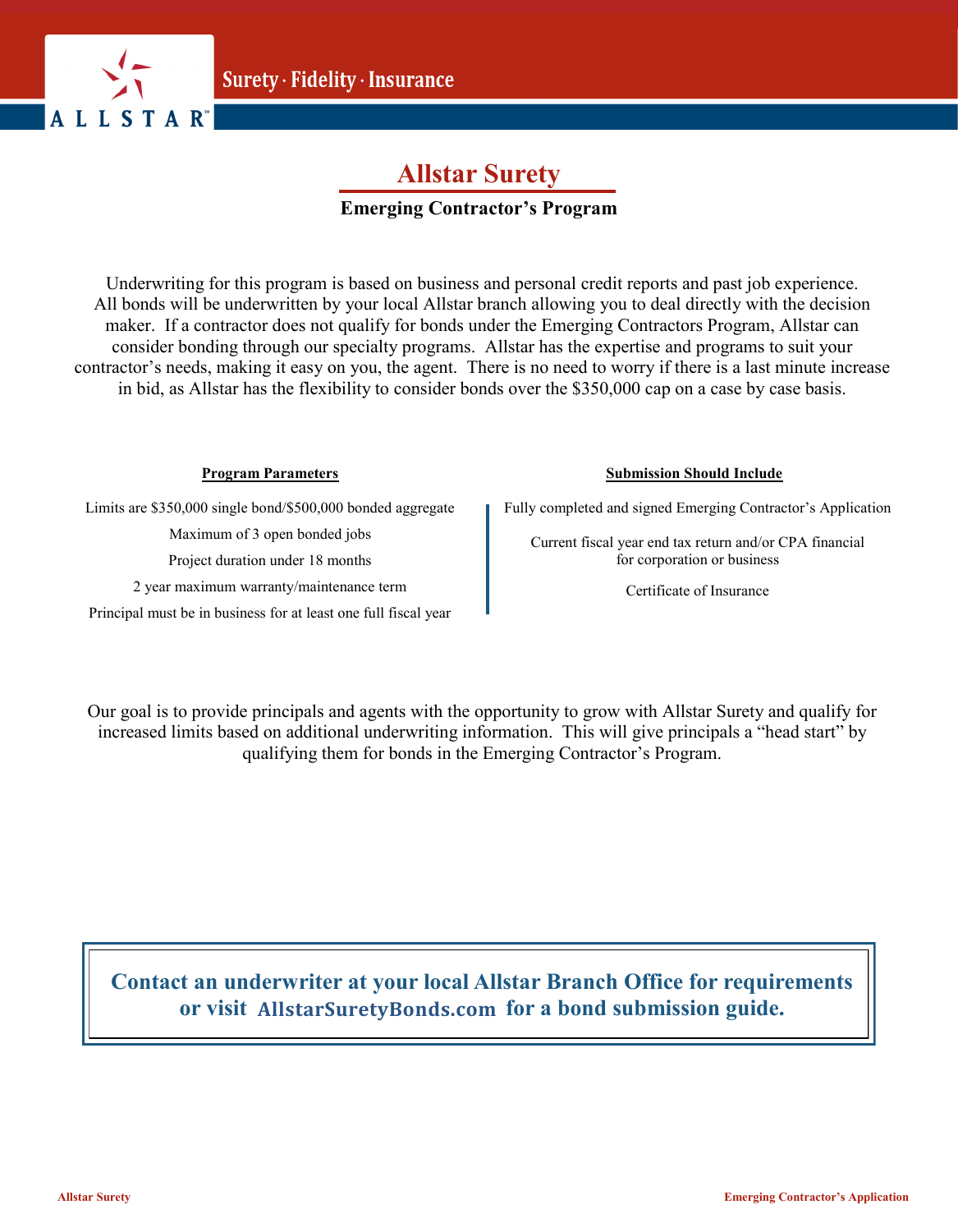# Allstar Surety

## Emerging Contractor's Program

Underwriting for this program is based on business and personal credit reports and past job experience. All bonds will be underwritten by your local Allstar branch allowing you to deal directly with the decision maker. If a contractor does not qualify for bonds under the Emerging Contractors Program, Allstar can consider bonding through our specialty programs. Allstar has the expertise and programs to suit your contractor's needs, making it easy on you, the agent. There is no need to worry if there is a last minute increase in bid, as Allstar has the flexibility to consider bonds over the $350,000 cap on a case by case basis.

**Program Parameters**

- Limits are $350,000 single bond/$500,000 bonded aggregate
- Maximum of 3 open bonded jobs
- Project duration under 18 months
- 2 year maximum warranty/maintenance term
- Principal must be in business for at least one full fiscal year

**Submission Should Include**

- Fully completed and signed Emerging Contractor's Application
- Current fiscal year end tax return and/or CPA financial for corporation or business
- Certificate of Insurance

Our goal is to provide principals and agents with the opportunity to grow with Allstar Surety and qualify for increased limits based on additional underwriting information. This will give principals a "head start" by qualifying them for bonds in the Emerging Contractor's Program.

**Contact an underwriter at your local Allstar Branch Office for requirements or visit AllstarSuretyBonds.com for a bond submission guide.**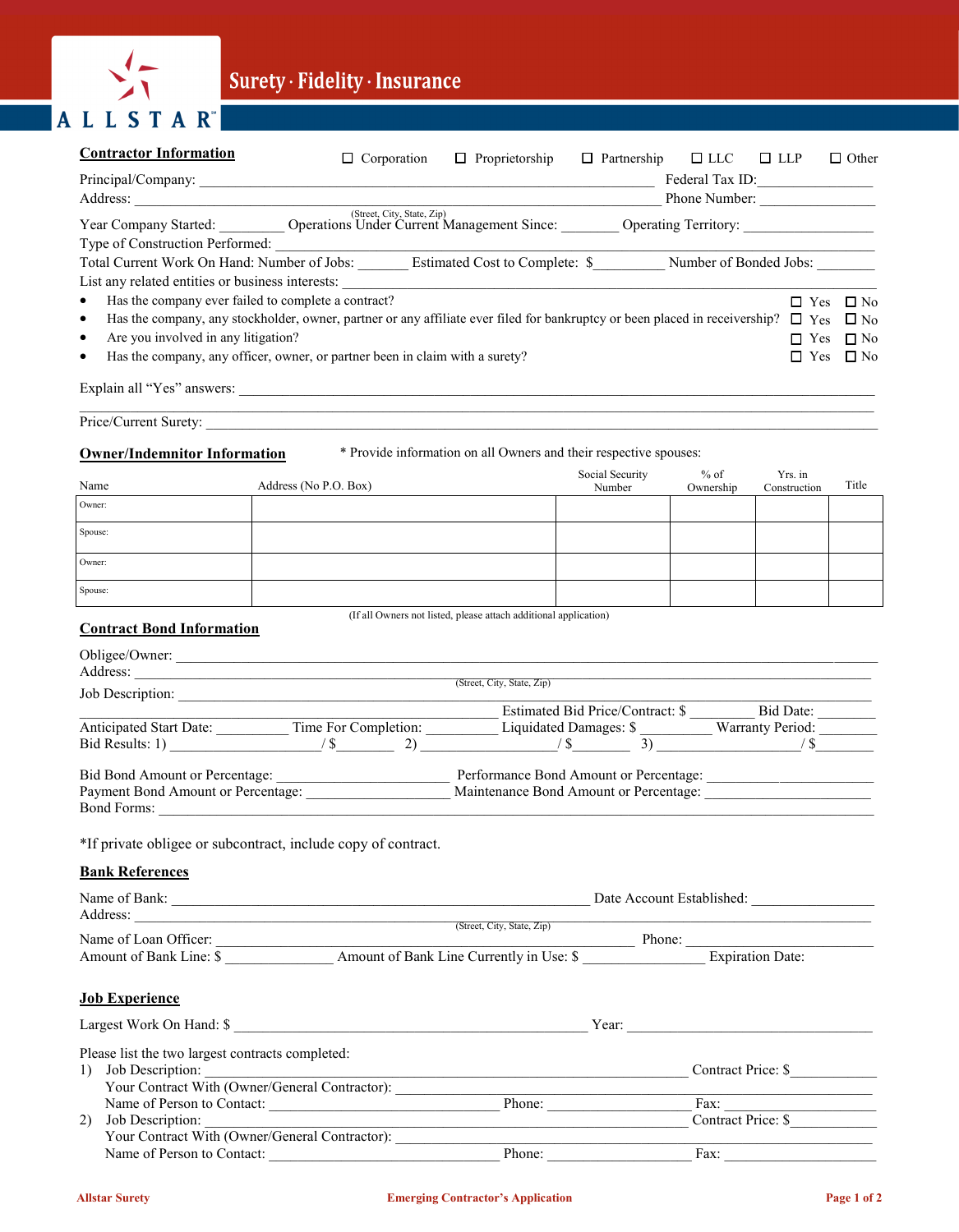ALLSTAR™

Surety · Fidelity · Insurance

**Contractor Information** ☐ Corporation ☐ Proprietorship ☐ Partnership ☐ LLC ☐ LLP ☐ Other

Principal/Company: ______________________________ Federal Tax ID: ______________

Address: ______________________________ Phone Number: ______________
(Street, City, State, Zip)

Year Company Started: ________ Operations Under Current Management Since: ________ Operating Territory: ______________

Type of Construction Performed: ______________________________

Total Current Work On Hand: Number of Jobs: _______ Estimated Cost to Complete: $_________ Number of Bonded Jobs: ________

List any related entities or business interests: ______________________________

- Has the company ever failed to complete a contract? ☐ Yes ☐ No
- Has the company, any stockholder, owner, partner or any affiliate ever filed for bankruptcy or been placed in receivership? ☐ Yes ☐ No
- Are you involved in any litigation? ☐ Yes ☐ No
- Has the company, any officer, owner, or partner been in claim with a surety? ☐ Yes ☐ No

Explain all "Yes" answers: ______________________________

______________________________

Price/Current Surety: ______________________________

**Owner/Indemnitor Information** * Provide information on all Owners and their respective spouses:

| Name | Address (No P.O. Box) | Social Security Number | % of Ownership | Yrs. in Construction | Title |
|---|---|---|---|---|---|
| Owner: | | | | | |
| Spouse: | | | | | |
| Owner: | | | | | |
| Spouse: | | | | | |

(If all Owners not listed, please attach additional application)

**Contract Bond Information**

Obligee/Owner: ______________________________

Address: ______________________________
(Street, City, State, Zip)

Job Description: ______________________________

______________________________ Estimated Bid Price/Contract: $ ________ Bid Date: ________

Anticipated Start Date: _________ Time For Completion: _________ Liquidated Damages: $ _________ Warranty Period: ________

Bid Results: 1) ____________________/ $________ 2) __________________/ $________ 3) __________________/ $________

Bid Bond Amount or Percentage: ______________________ Performance Bond Amount or Percentage: ______________________

Payment Bond Amount or Percentage: ___________________ Maintenance Bond Amount or Percentage: ______________________

Bond Forms: ______________________________

*If private obligee or subcontract, include copy of contract.

**Bank References**

Name of Bank: ______________________________ Date Account Established: ______________

Address: ______________________________
(Street, City, State, Zip)

Name of Loan Officer: ______________________________ Phone: ______________

Amount of Bank Line: $ ______________ Amount of Bank Line Currently in Use: $ ______________ Expiration Date:

**Job Experience**

Largest Work On Hand: $ ______________________________ Year: ______________________________

Please list the two largest contracts completed:

1) Job Description: ______________________________ Contract Price: $____________
   Your Contract With (Owner/General Contractor): ______________________________
   Name of Person to Contact: ______________________ Phone: ______________ Fax: ______________

2) Job Description: ______________________________ Contract Price: $____________
   Your Contract With (Owner/General Contractor): ______________________________
   Name of Person to Contact: ______________________ Phone: ______________ Fax: ______________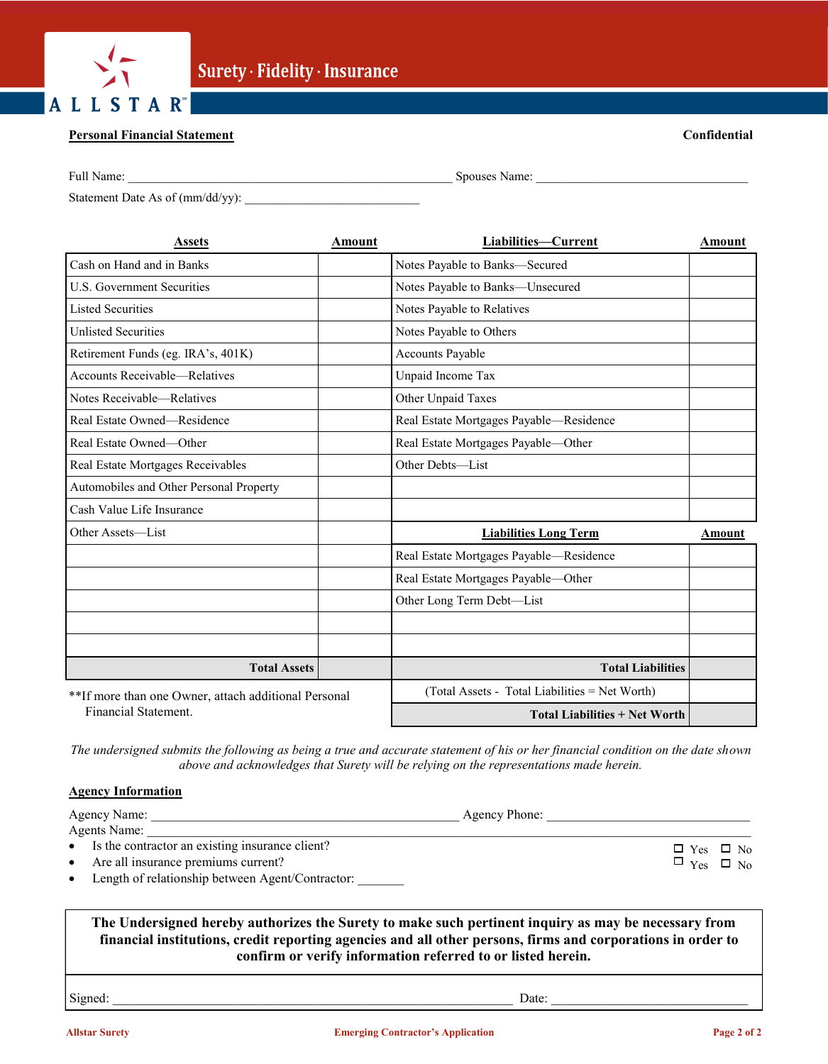ALLSTAR™ Surety · Fidelity · Insurance

**Personal Financial Statement** **Confidential**

Full Name: ____________________________________________________ Spouses Name: __________________________________

Statement Date As of (mm/dd/yy): ____________________________

| Assets | Amount | Liabilities—Current | Amount |
|---|---|---|---|
| Cash on Hand and in Banks | | Notes Payable to Banks—Secured | |
| U.S. Government Securities | | Notes Payable to Banks—Unsecured | |
| Listed Securities | | Notes Payable to Relatives | |
| Unlisted Securities | | Notes Payable to Others | |
| Retirement Funds (eg. IRA's, 401K) | | Accounts Payable | |
| Accounts Receivable—Relatives | | Unpaid Income Tax | |
| Notes Receivable—Relatives | | Other Unpaid Taxes | |
| Real Estate Owned—Residence | | Real Estate Mortgages Payable—Residence | |
| Real Estate Owned—Other | | Real Estate Mortgages Payable—Other | |
| Real Estate Mortgages Receivables | | Other Debts—List | |
| Automobiles and Other Personal Property | | | |
| Cash Value Life Insurance | | | |
| Other Assets—List | | **Liabilities Long Term** | **Amount** |
| | | Real Estate Mortgages Payable—Residence | |
| | | Real Estate Mortgages Payable—Other | |
| | | Other Long Term Debt—List | |
| | | | |
| | | | |
| **Total Assets** | | **Total Liabilities** | |
| | | (Total Assets - Total Liabilities = Net Worth) | |
| | | **Total Liabilities + Net Worth** | |

**If more than one Owner, attach additional Personal Financial Statement.

*The undersigned submits the following as being a true and accurate statement of his or her financial condition on the date shown above and acknowledges that Surety will be relying on the representations made herein.*

**Agency Information**

Agency Name: ______________________________________________ Agency Phone: ______________________________

Agents Name: ________________________________________________________________________________________

- Is the contractor an existing insurance client? ☐ Yes ☐ No
- Are all insurance premiums current? ☐ Yes ☐ No
- Length of relationship between Agent/Contractor: _______

**The Undersigned hereby authorizes the Surety to make such pertinent inquiry as may be necessary from financial institutions, credit reporting agencies and all other persons, firms and corporations in order to confirm or verify information referred to or listed herein.**

Signed: ____________________________________________________________ Date: ______________________________